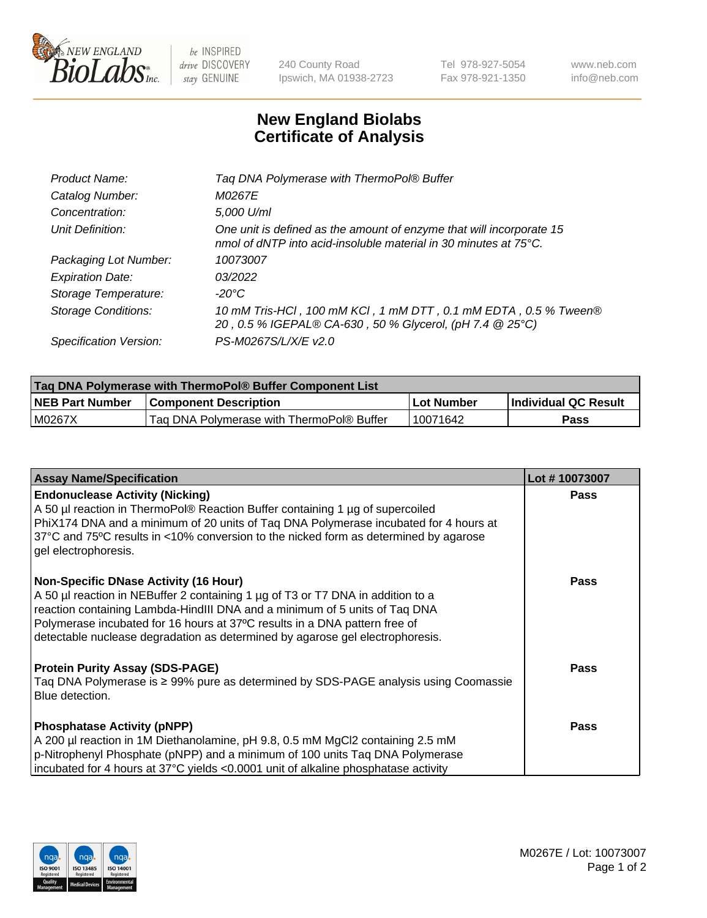# New England Biolabs Certificate of Analysis

| | |
|---|---|
| *Product Name:* | *Taq DNA Polymerase with ThermoPol® Buffer* |
| *Catalog Number:* | *M0267E* |
| *Concentration:* | *5,000 U/ml* |
| *Unit Definition:* | *One unit is defined as the amount of enzyme that will incorporate 15 nmol of dNTP into acid-insoluble material in 30 minutes at 75°C.* |
| *Packaging Lot Number:* | *10073007* |
| *Expiration Date:* | *03/2022* |
| *Storage Temperature:* | *-20°C* |
| *Storage Conditions:* | *10 mM Tris-HCl , 100 mM KCl , 1 mM DTT , 0.1 mM EDTA , 0.5 % Tween® 20 , 0.5 % IGEPAL® CA-630 , 50 % Glycerol, (pH 7.4 @ 25°C)* |
| *Specification Version:* | *PS-M0267S/L/X/E v2.0* |

| Taq DNA Polymerase with ThermoPol® Buffer Component List | | | |
|---|---|---|---|
| **NEB Part Number** | **Component Description** | **Lot Number** | **Individual QC Result** |
| M0267X | Taq DNA Polymerase with ThermoPol® Buffer | 10071642 | **Pass** |

| Assay Name/Specification | Lot # 10073007 |
|---|---|
| **Endonuclease Activity (Nicking)**<br>A 50 µl reaction in ThermoPol® Reaction Buffer containing 1 µg of supercoiled PhiX174 DNA and a minimum of 20 units of Taq DNA Polymerase incubated for 4 hours at 37°C and 75ºC results in <10% conversion to the nicked form as determined by agarose gel electrophoresis. | **Pass** |
| **Non-Specific DNase Activity (16 Hour)**<br>A 50 µl reaction in NEBuffer 2 containing 1 µg of T3 or T7 DNA in addition to a reaction containing Lambda-HindIII DNA and a minimum of 5 units of Taq DNA Polymerase incubated for 16 hours at 37ºC results in a DNA pattern free of detectable nuclease degradation as determined by agarose gel electrophoresis. | **Pass** |
| **Protein Purity Assay (SDS-PAGE)**<br>Taq DNA Polymerase is ≥ 99% pure as determined by SDS-PAGE analysis using Coomassie Blue detection. | **Pass** |
| **Phosphatase Activity (pNPP)**<br>A 200 µl reaction in 1M Diethanolamine, pH 9.8, 0.5 mM MgCl2 containing 2.5 mM p-Nitrophenyl Phosphate (pNPP) and a minimum of 100 units Taq DNA Polymerase incubated for 4 hours at 37°C yields <0.0001 unit of alkaline phosphatase activity | **Pass** |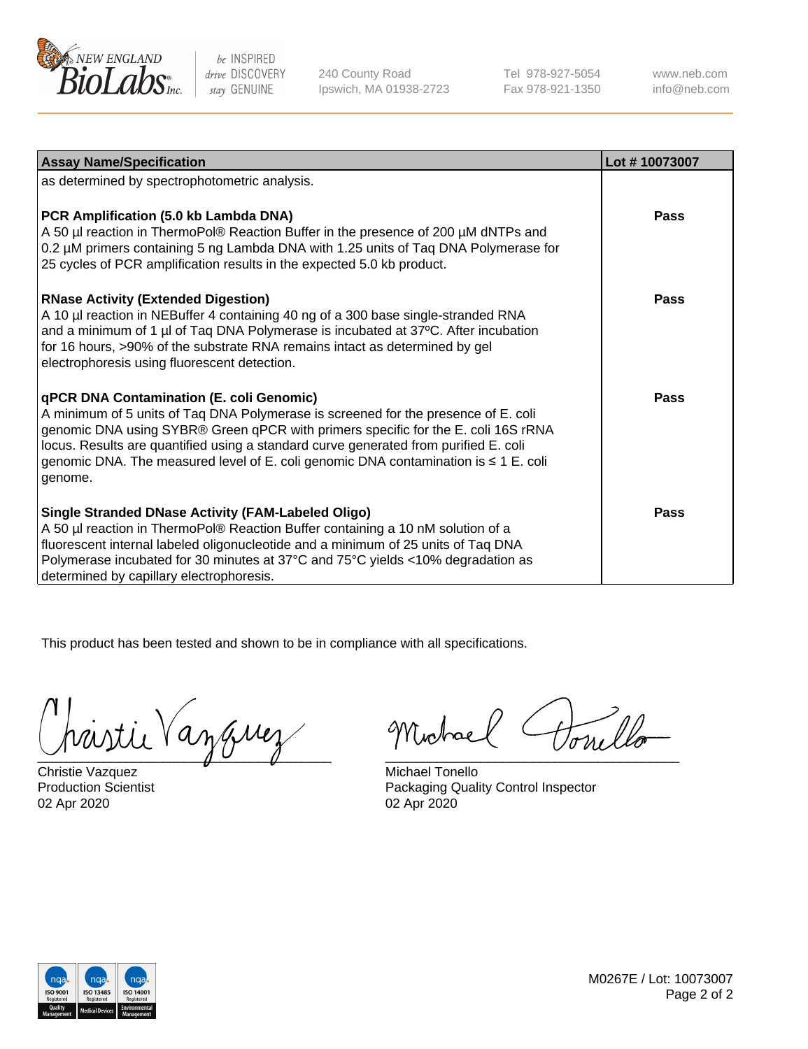| Assay Name/Specification | Lot # 10073007 |
| --- | --- |
| as determined by spectrophotometric analysis. | |
| **PCR Amplification (5.0 kb Lambda DNA)**<br>A 50 µl reaction in ThermoPol® Reaction Buffer in the presence of 200 µM dNTPs and 0.2 µM primers containing 5 ng Lambda DNA with 1.25 units of Taq DNA Polymerase for 25 cycles of PCR amplification results in the expected 5.0 kb product. | **Pass** |
| **RNase Activity (Extended Digestion)**<br>A 10 µl reaction in NEBuffer 4 containing 40 ng of a 300 base single-stranded RNA and a minimum of 1 µl of Taq DNA Polymerase is incubated at 37ºC. After incubation for 16 hours, >90% of the substrate RNA remains intact as determined by gel electrophoresis using fluorescent detection. | **Pass** |
| **qPCR DNA Contamination (E. coli Genomic)**<br>A minimum of 5 units of Taq DNA Polymerase is screened for the presence of E. coli genomic DNA using SYBR® Green qPCR with primers specific for the E. coli 16S rRNA locus. Results are quantified using a standard curve generated from purified E. coli genomic DNA. The measured level of E. coli genomic DNA contamination is ≤ 1 E. coli genome. | **Pass** |
| **Single Stranded DNase Activity (FAM-Labeled Oligo)**<br>A 50 µl reaction in ThermoPol® Reaction Buffer containing a 10 nM solution of a fluorescent internal labeled oligonucleotide and a minimum of 25 units of Taq DNA Polymerase incubated for 30 minutes at 37°C and 75°C yields <10% degradation as determined by capillary electrophoresis. | **Pass** |

This product has been tested and shown to be in compliance with all specifications.

Christie Vazquez
Production Scientist
02 Apr 2020

Michael Tonello
Packaging Quality Control Inspector
02 Apr 2020

M0267E / Lot: 10073007